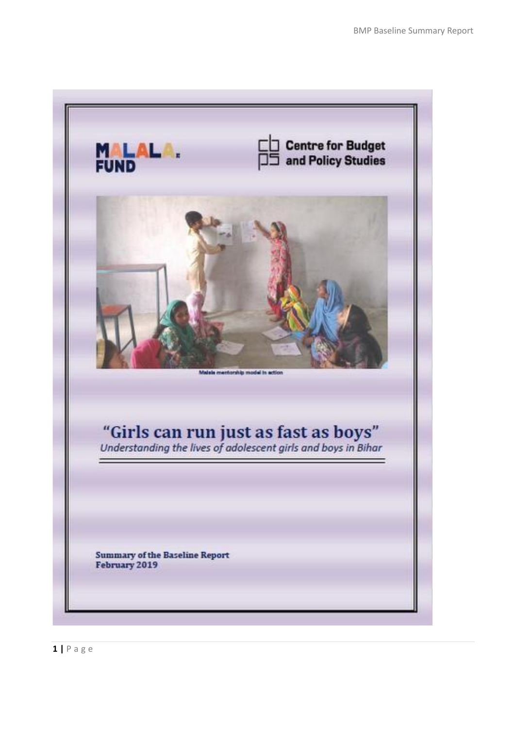MALALA FUND

Centre for Budget and Policy Studies

Malala mentorship model in action

# "Girls can run just as fast as boys"

*Understanding the lives of adolescent girls and boys in Bihar*

**Summary of the Baseline Report**
**February 2019**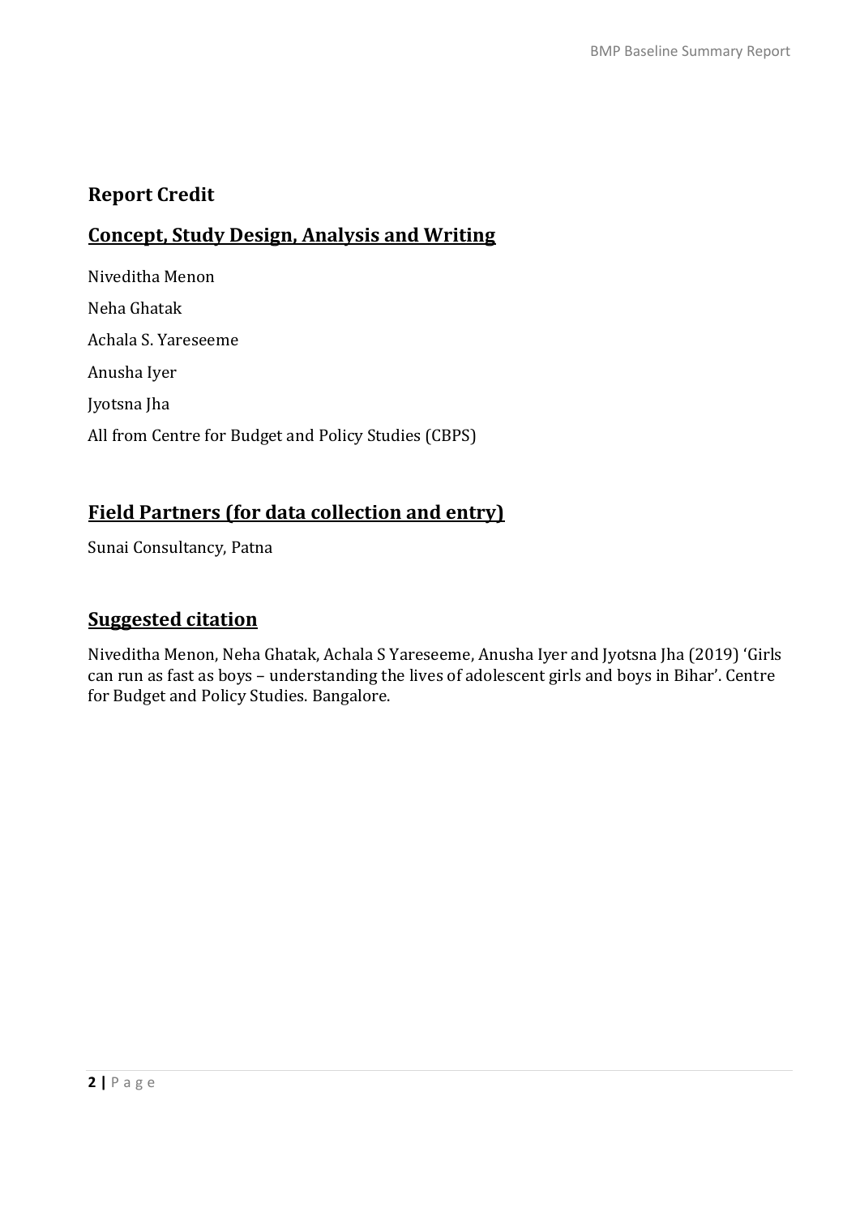## Report Credit

### Concept, Study Design, Analysis and Writing

Niveditha Menon

Neha Ghatak

Achala S. Yareseeme

Anusha Iyer

Jyotsna Jha

All from Centre for Budget and Policy Studies (CBPS)

### Field Partners (for data collection and entry)

Sunai Consultancy, Patna

### Suggested citation

Niveditha Menon, Neha Ghatak, Achala S Yareseeme, Anusha Iyer and Jyotsna Jha (2019) 'Girls can run as fast as boys – understanding the lives of adolescent girls and boys in Bihar'. Centre for Budget and Policy Studies. Bangalore.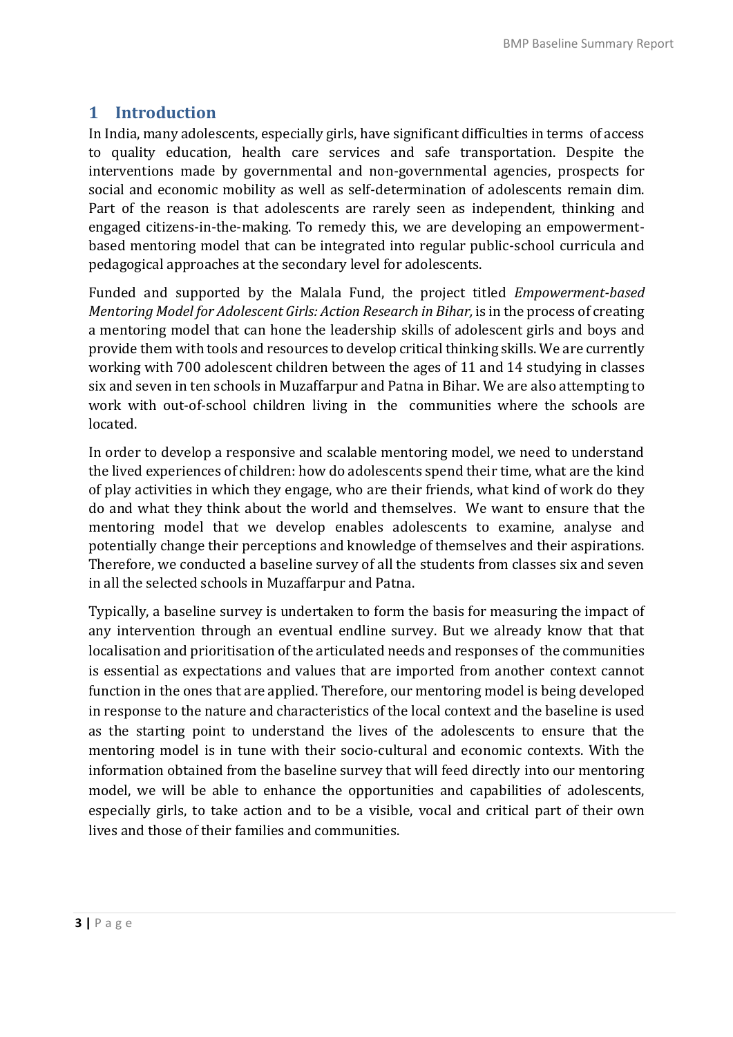# 1 Introduction

In India, many adolescents, especially girls, have significant difficulties in terms of access to quality education, health care services and safe transportation. Despite the interventions made by governmental and non-governmental agencies, prospects for social and economic mobility as well as self-determination of adolescents remain dim. Part of the reason is that adolescents are rarely seen as independent, thinking and engaged citizens-in-the-making. To remedy this, we are developing an empowerment-based mentoring model that can be integrated into regular public-school curricula and pedagogical approaches at the secondary level for adolescents.

Funded and supported by the Malala Fund, the project titled *Empowerment-based Mentoring Model for Adolescent Girls: Action Research in Bihar,* is in the process of creating a mentoring model that can hone the leadership skills of adolescent girls and boys and provide them with tools and resources to develop critical thinking skills. We are currently working with 700 adolescent children between the ages of 11 and 14 studying in classes six and seven in ten schools in Muzaffarpur and Patna in Bihar. We are also attempting to work with out-of-school children living in the communities where the schools are located.

In order to develop a responsive and scalable mentoring model, we need to understand the lived experiences of children: how do adolescents spend their time, what are the kind of play activities in which they engage, who are their friends, what kind of work do they do and what they think about the world and themselves. We want to ensure that the mentoring model that we develop enables adolescents to examine, analyse and potentially change their perceptions and knowledge of themselves and their aspirations. Therefore, we conducted a baseline survey of all the students from classes six and seven in all the selected schools in Muzaffarpur and Patna.

Typically, a baseline survey is undertaken to form the basis for measuring the impact of any intervention through an eventual endline survey. But we already know that that localisation and prioritisation of the articulated needs and responses of the communities is essential as expectations and values that are imported from another context cannot function in the ones that are applied. Therefore, our mentoring model is being developed in response to the nature and characteristics of the local context and the baseline is used as the starting point to understand the lives of the adolescents to ensure that the mentoring model is in tune with their socio-cultural and economic contexts. With the information obtained from the baseline survey that will feed directly into our mentoring model, we will be able to enhance the opportunities and capabilities of adolescents, especially girls, to take action and to be a visible, vocal and critical part of their own lives and those of their families and communities.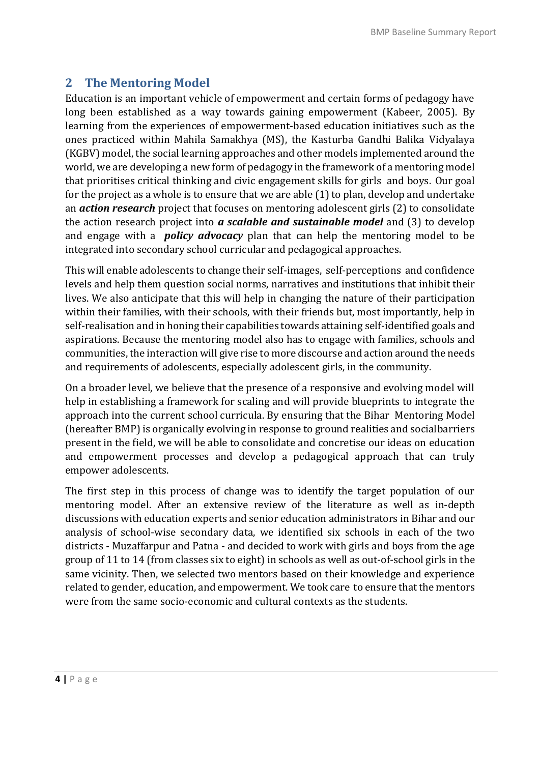## 2 The Mentoring Model

Education is an important vehicle of empowerment and certain forms of pedagogy have long been established as a way towards gaining empowerment (Kabeer, 2005). By learning from the experiences of empowerment-based education initiatives such as the ones practiced within Mahila Samakhya (MS), the Kasturba Gandhi Balika Vidyalaya (KGBV) model, the social learning approaches and other models implemented around the world, we are developing a new form of pedagogy in the framework of a mentoring model that prioritises critical thinking and civic engagement skills for girls and boys. Our goal for the project as a whole is to ensure that we are able (1) to plan, develop and undertake an ***action research*** project that focuses on mentoring adolescent girls (2) to consolidate the action research project into ***a scalable and sustainable model*** and (3) to develop and engage with a ***policy advocacy*** plan that can help the mentoring model to be integrated into secondary school curricular and pedagogical approaches.

This will enable adolescents to change their self-images, self-perceptions and confidence levels and help them question social norms, narratives and institutions that inhibit their lives. We also anticipate that this will help in changing the nature of their participation within their families, with their schools, with their friends but, most importantly, help in self-realisation and in honing their capabilities towards attaining self-identified goals and aspirations. Because the mentoring model also has to engage with families, schools and communities, the interaction will give rise to more discourse and action around the needs and requirements of adolescents, especially adolescent girls, in the community.

On a broader level, we believe that the presence of a responsive and evolving model will help in establishing a framework for scaling and will provide blueprints to integrate the approach into the current school curricula. By ensuring that the Bihar Mentoring Model (hereafter BMP) is organically evolving in response to ground realities and socialbarriers present in the field, we will be able to consolidate and concretise our ideas on education and empowerment processes and develop a pedagogical approach that can truly empower adolescents.

The first step in this process of change was to identify the target population of our mentoring model. After an extensive review of the literature as well as in-depth discussions with education experts and senior education administrators in Bihar and our analysis of school-wise secondary data, we identified six schools in each of the two districts - Muzaffarpur and Patna - and decided to work with girls and boys from the age group of 11 to 14 (from classes six to eight) in schools as well as out-of-school girls in the same vicinity. Then, we selected two mentors based on their knowledge and experience related to gender, education, and empowerment. We took care to ensure that the mentors were from the same socio-economic and cultural contexts as the students.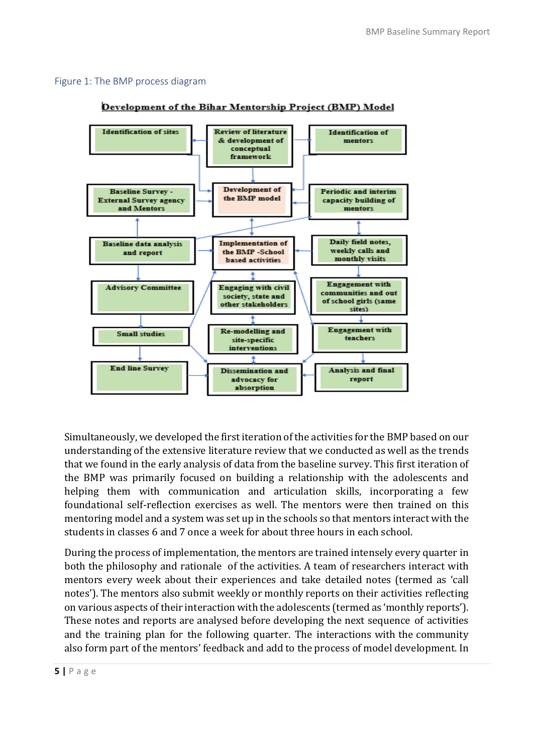Figure 1: The BMP process diagram

**Development of the Bihar Mentorship Project (BMP) Model**

Identification of sites

Review of literature & development of conceptual framework

Identification of mentors

Baseline Survey - External Survey agency and Mentors

Development of the BMP model

Periodic and interim capacity building of mentors

Baseline data analysis and report

Implementation of the BMP -School based activities

Daily field notes, weekly calls and monthly visits

Advisory Committee

Engaging with civil society, state and other stakeholders

Engagement with communities and out of school girls (same sites)

Small studies

Re-modelling and site-specific interventions

Engagement with teachers

End line Survey

Dissemination and advocacy for absorption

Analysis and final report

Simultaneously, we developed the first iteration of the activities for the BMP based on our understanding of the extensive literature review that we conducted as well as the trends that we found in the early analysis of data from the baseline survey. This first iteration of the BMP was primarily focused on building a relationship with the adolescents and helping them with communication and articulation skills, incorporating a few foundational self-reflection exercises as well. The mentors were then trained on this mentoring model and a system was set up in the schools so that mentors interact with the students in classes 6 and 7 once a week for about three hours in each school.

During the process of implementation, the mentors are trained intensely every quarter in both the philosophy and rationale of the activities. A team of researchers interact with mentors every week about their experiences and take detailed notes (termed as 'call notes'). The mentors also submit weekly or monthly reports on their activities reflecting on various aspects of their interaction with the adolescents (termed as 'monthly reports'). These notes and reports are analysed before developing the next sequence of activities and the training plan for the following quarter. The interactions with the community also form part of the mentors' feedback and add to the process of model development. In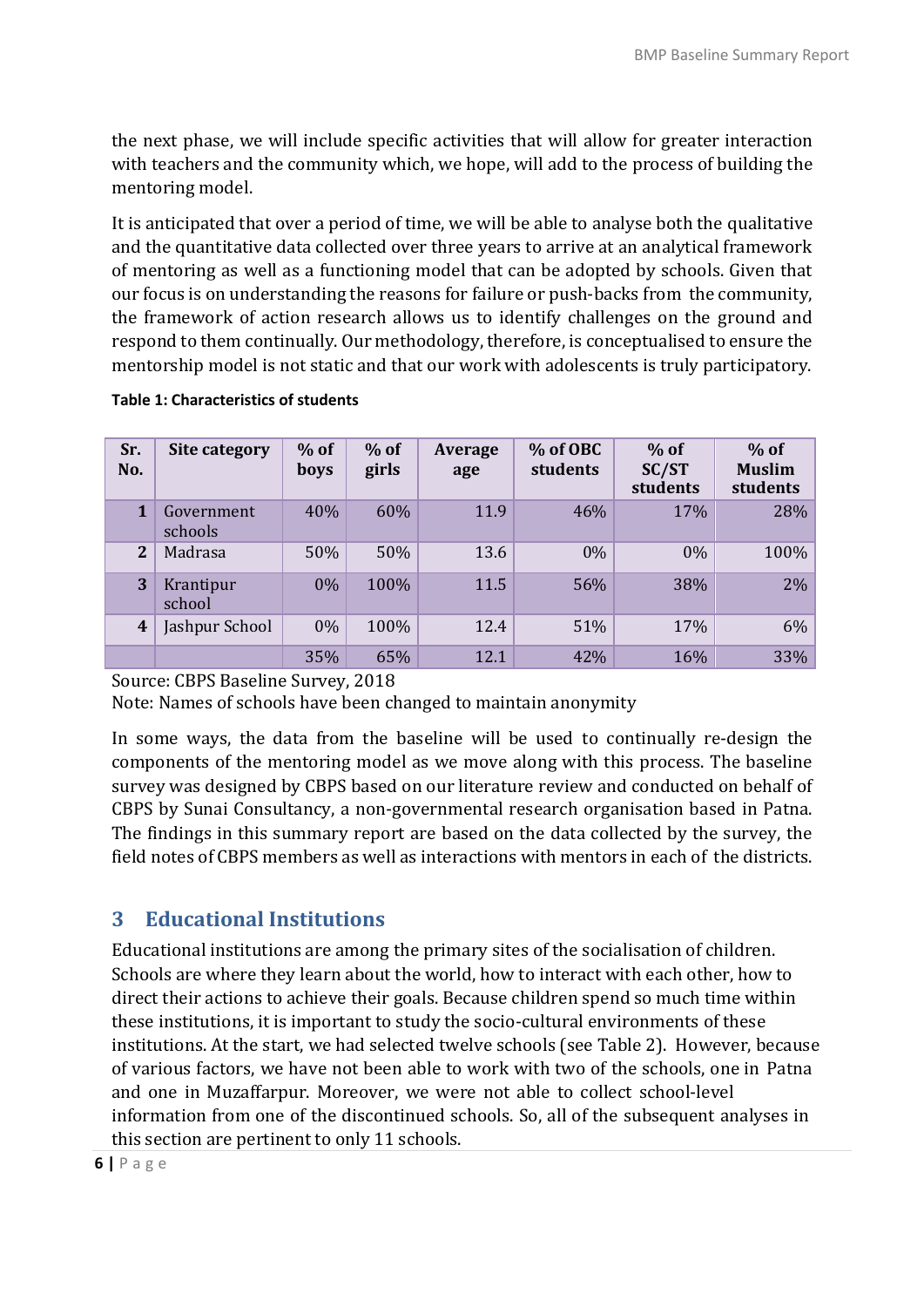the next phase, we will include specific activities that will allow for greater interaction with teachers and the community which, we hope, will add to the process of building the mentoring model.

It is anticipated that over a period of time, we will be able to analyse both the qualitative and the quantitative data collected over three years to arrive at an analytical framework of mentoring as well as a functioning model that can be adopted by schools. Given that our focus is on understanding the reasons for failure or push-backs from the community, the framework of action research allows us to identify challenges on the ground and respond to them continually. Our methodology, therefore, is conceptualised to ensure the mentorship model is not static and that our work with adolescents is truly participatory.

**Table 1: Characteristics of students**

| Sr. No. | Site category | % of boys | % of girls | Average age | % of OBC students | % of SC/ST students | % of Muslim students |
|---|---|---|---|---|---|---|---|
| 1 | Government schools | 40% | 60% | 11.9 | 46% | 17% | 28% |
| 2 | Madrasa | 50% | 50% | 13.6 | 0% | 0% | 100% |
| 3 | Krantipur school | 0% | 100% | 11.5 | 56% | 38% | 2% |
| 4 | Jashpur School | 0% | 100% | 12.4 | 51% | 17% | 6% |
| | | 35% | 65% | 12.1 | 42% | 16% | 33% |

Source: CBPS Baseline Survey, 2018

Note: Names of schools have been changed to maintain anonymity

In some ways, the data from the baseline will be used to continually re-design the components of the mentoring model as we move along with this process. The baseline survey was designed by CBPS based on our literature review and conducted on behalf of CBPS by Sunai Consultancy, a non-governmental research organisation based in Patna. The findings in this summary report are based on the data collected by the survey, the field notes of CBPS members as well as interactions with mentors in each of the districts.

## 3 Educational Institutions

Educational institutions are among the primary sites of the socialisation of children. Schools are where they learn about the world, how to interact with each other, how to direct their actions to achieve their goals. Because children spend so much time within these institutions, it is important to study the socio-cultural environments of these institutions. At the start, we had selected twelve schools (see Table 2). However, because of various factors, we have not been able to work with two of the schools, one in Patna and one in Muzaffarpur. Moreover, we were not able to collect school-level information from one of the discontinued schools. So, all of the subsequent analyses in this section are pertinent to only 11 schools.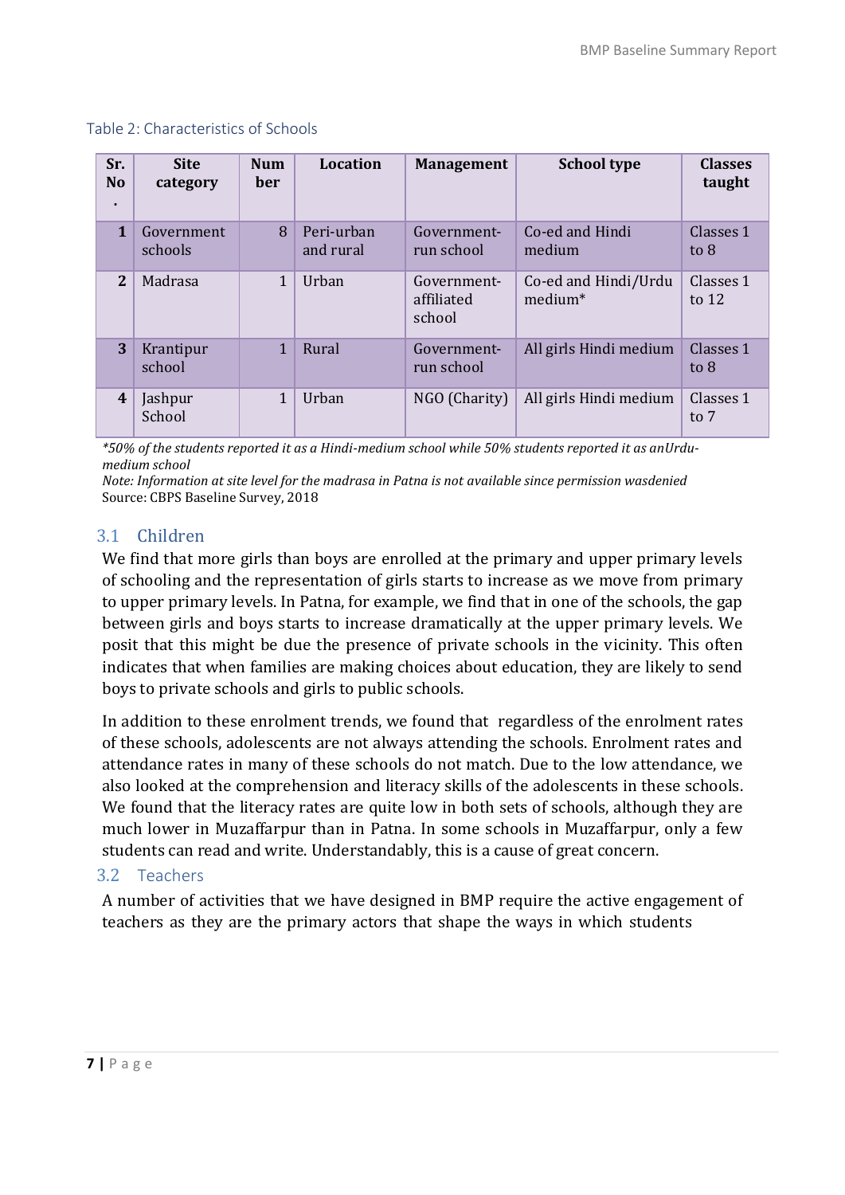Table 2: Characteristics of Schools

| Sr. No. | Site category | Number | Location | Management | School type | Classes taught |
|---|---|---|---|---|---|---|
| 1 | Government schools | 8 | Peri-urban and rural | Government-run school | Co-ed and Hindi medium | Classes 1 to 8 |
| 2 | Madrasa | 1 | Urban | Government-affiliated school | Co-ed and Hindi/Urdu medium* | Classes 1 to 12 |
| 3 | Krantipur school | 1 | Rural | Government-run school | All girls Hindi medium | Classes 1 to 8 |
| 4 | Jashpur School | 1 | Urban | NGO (Charity) | All girls Hindi medium | Classes 1 to 7 |

*\*50% of the students reported it as a Hindi-medium school while 50% students reported it as anUrdu-medium school*

*Note: Information at site level for the madrasa in Patna is not available since permission wasdenied*

Source: CBPS Baseline Survey, 2018

## 3.1 Children

We find that more girls than boys are enrolled at the primary and upper primary levels of schooling and the representation of girls starts to increase as we move from primary to upper primary levels. In Patna, for example, we find that in one of the schools, the gap between girls and boys starts to increase dramatically at the upper primary levels. We posit that this might be due the presence of private schools in the vicinity. This often indicates that when families are making choices about education, they are likely to send boys to private schools and girls to public schools.

In addition to these enrolment trends, we found that regardless of the enrolment rates of these schools, adolescents are not always attending the schools. Enrolment rates and attendance rates in many of these schools do not match. Due to the low attendance, we also looked at the comprehension and literacy skills of the adolescents in these schools. We found that the literacy rates are quite low in both sets of schools, although they are much lower in Muzaffarpur than in Patna. In some schools in Muzaffarpur, only a few students can read and write. Understandably, this is a cause of great concern.

## 3.2 Teachers

A number of activities that we have designed in BMP require the active engagement of teachers as they are the primary actors that shape the ways in which students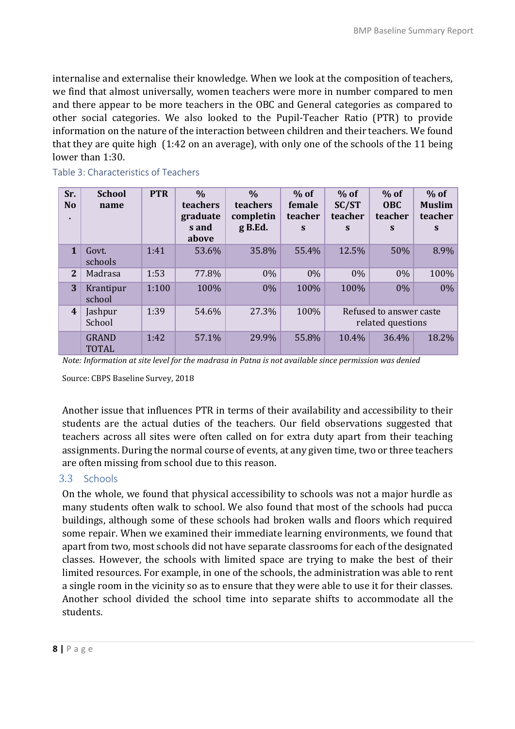internalise and externalise their knowledge. When we look at the composition of teachers, we find that almost universally, women teachers were more in number compared to men and there appear to be more teachers in the OBC and General categories as compared to other social categories. We also looked to the Pupil-Teacher Ratio (PTR) to provide information on the nature of the interaction between children and their teachers. We found that they are quite high (1:42 on an average), with only one of the schools of the 11 being lower than 1:30.

Table 3: Characteristics of Teachers

| Sr. No. | School name | PTR | % teachers graduates and above | % teachers completing B.Ed. | % of female teachers | % of SC/ST teachers | % of OBC teachers | % of Muslim teachers |
|---|---|---|---|---|---|---|---|---|
| 1 | Govt. schools | 1:41 | 53.6% | 35.8% | 55.4% | 12.5% | 50% | 8.9% |
| 2 | Madrasa | 1:53 | 77.8% | 0% | 0% | 0% | 0% | 100% |
| 3 | Krantipur school | 1:100 | 100% | 0% | 100% | 100% | 0% | 0% |
| 4 | Jashpur School | 1:39 | 54.6% | 27.3% | 100% | Refused to answer caste related questions | | |
| | GRAND TOTAL | 1:42 | 57.1% | 29.9% | 55.8% | 10.4% | 36.4% | 18.2% |

*Note: Information at site level for the madrasa in Patna is not available since permission was denied*

Source: CBPS Baseline Survey, 2018

Another issue that influences PTR in terms of their availability and accessibility to their students are the actual duties of the teachers. Our field observations suggested that teachers across all sites were often called on for extra duty apart from their teaching assignments. During the normal course of events, at any given time, two or three teachers are often missing from school due to this reason.

## 3.3 Schools

On the whole, we found that physical accessibility to schools was not a major hurdle as many students often walk to school. We also found that most of the schools had pucca buildings, although some of these schools had broken walls and floors which required some repair. When we examined their immediate learning environments, we found that apart from two, most schools did not have separate classrooms for each of the designated classes. However, the schools with limited space are trying to make the best of their limited resources. For example, in one of the schools, the administration was able to rent a single room in the vicinity so as to ensure that they were able to use it for their classes. Another school divided the school time into separate shifts to accommodate all the students.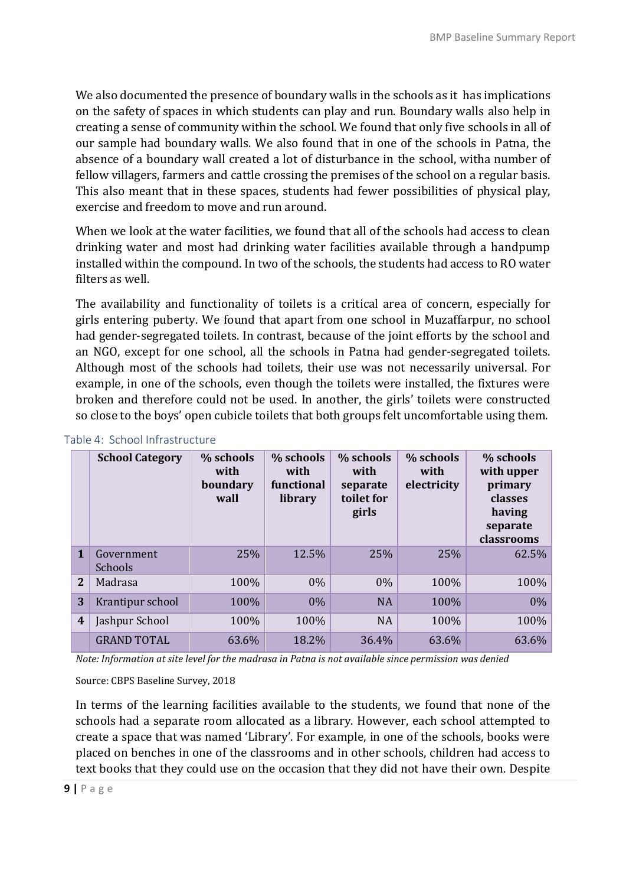We also documented the presence of boundary walls in the schools as it has implications on the safety of spaces in which students can play and run. Boundary walls also help in creating a sense of community within the school. We found that only five schools in all of our sample had boundary walls. We also found that in one of the schools in Patna, the absence of a boundary wall created a lot of disturbance in the school, witha number of fellow villagers, farmers and cattle crossing the premises of the school on a regular basis. This also meant that in these spaces, students had fewer possibilities of physical play, exercise and freedom to move and run around.

When we look at the water facilities, we found that all of the schools had access to clean drinking water and most had drinking water facilities available through a handpump installed within the compound. In two of the schools, the students had access to RO water filters as well.

The availability and functionality of toilets is a critical area of concern, especially for girls entering puberty. We found that apart from one school in Muzaffarpur, no school had gender-segregated toilets. In contrast, because of the joint efforts by the school and an NGO, except for one school, all the schools in Patna had gender-segregated toilets. Although most of the schools had toilets, their use was not necessarily universal. For example, in one of the schools, even though the toilets were installed, the fixtures were broken and therefore could not be used. In another, the girls' toilets were constructed so close to the boys' open cubicle toilets that both groups felt uncomfortable using them.

Table 4: School Infrastructure

| | School Category | % schools with boundary wall | % schools with functional library | % schools with separate toilet for girls | % schools with electricity | % schools with upper primary classes having separate classrooms |
|---|---|---|---|---|---|---|
| 1 | Government Schools | 25% | 12.5% | 25% | 25% | 62.5% |
| 2 | Madrasa | 100% | 0% | 0% | 100% | 100% |
| 3 | Krantipur school | 100% | 0% | NA | 100% | 0% |
| 4 | Jashpur School | 100% | 100% | NA | 100% | 100% |
| | GRAND TOTAL | 63.6% | 18.2% | 36.4% | 63.6% | 63.6% |

*Note: Information at site level for the madrasa in Patna is not available since permission was denied*

Source: CBPS Baseline Survey, 2018

In terms of the learning facilities available to the students, we found that none of the schools had a separate room allocated as a library. However, each school attempted to create a space that was named 'Library'. For example, in one of the schools, books were placed on benches in one of the classrooms and in other schools, children had access to text books that they could use on the occasion that they did not have their own. Despite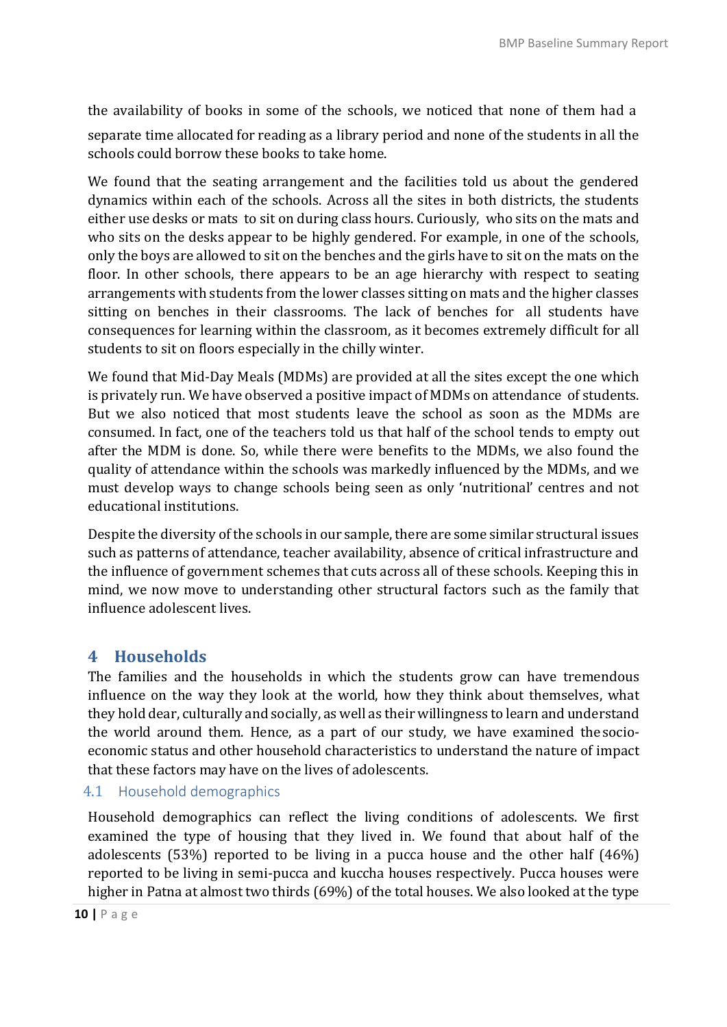the availability of books in some of the schools, we noticed that none of them had a separate time allocated for reading as a library period and none of the students in all the schools could borrow these books to take home.

We found that the seating arrangement and the facilities told us about the gendered dynamics within each of the schools. Across all the sites in both districts, the students either use desks or mats to sit on during class hours. Curiously, who sits on the mats and who sits on the desks appear to be highly gendered. For example, in one of the schools, only the boys are allowed to sit on the benches and the girls have to sit on the mats on the floor. In other schools, there appears to be an age hierarchy with respect to seating arrangements with students from the lower classes sitting on mats and the higher classes sitting on benches in their classrooms. The lack of benches for all students have consequences for learning within the classroom, as it becomes extremely difficult for all students to sit on floors especially in the chilly winter.

We found that Mid-Day Meals (MDMs) are provided at all the sites except the one which is privately run. We have observed a positive impact of MDMs on attendance of students. But we also noticed that most students leave the school as soon as the MDMs are consumed. In fact, one of the teachers told us that half of the school tends to empty out after the MDM is done. So, while there were benefits to the MDMs, we also found the quality of attendance within the schools was markedly influenced by the MDMs, and we must develop ways to change schools being seen as only 'nutritional' centres and not educational institutions.

Despite the diversity of the schools in our sample, there are some similar structural issues such as patterns of attendance, teacher availability, absence of critical infrastructure and the influence of government schemes that cuts across all of these schools. Keeping this in mind, we now move to understanding other structural factors such as the family that influence adolescent lives.

# 4 Households

The families and the households in which the students grow can have tremendous influence on the way they look at the world, how they think about themselves, what they hold dear, culturally and socially, as well as their willingness to learn and understand the world around them. Hence, as a part of our study, we have examined the socio-economic status and other household characteristics to understand the nature of impact that these factors may have on the lives of adolescents.

## 4.1 Household demographics

Household demographics can reflect the living conditions of adolescents. We first examined the type of housing that they lived in. We found that about half of the adolescents (53%) reported to be living in a pucca house and the other half (46%) reported to be living in semi-pucca and kuccha houses respectively. Pucca houses were higher in Patna at almost two thirds (69%) of the total houses. We also looked at the type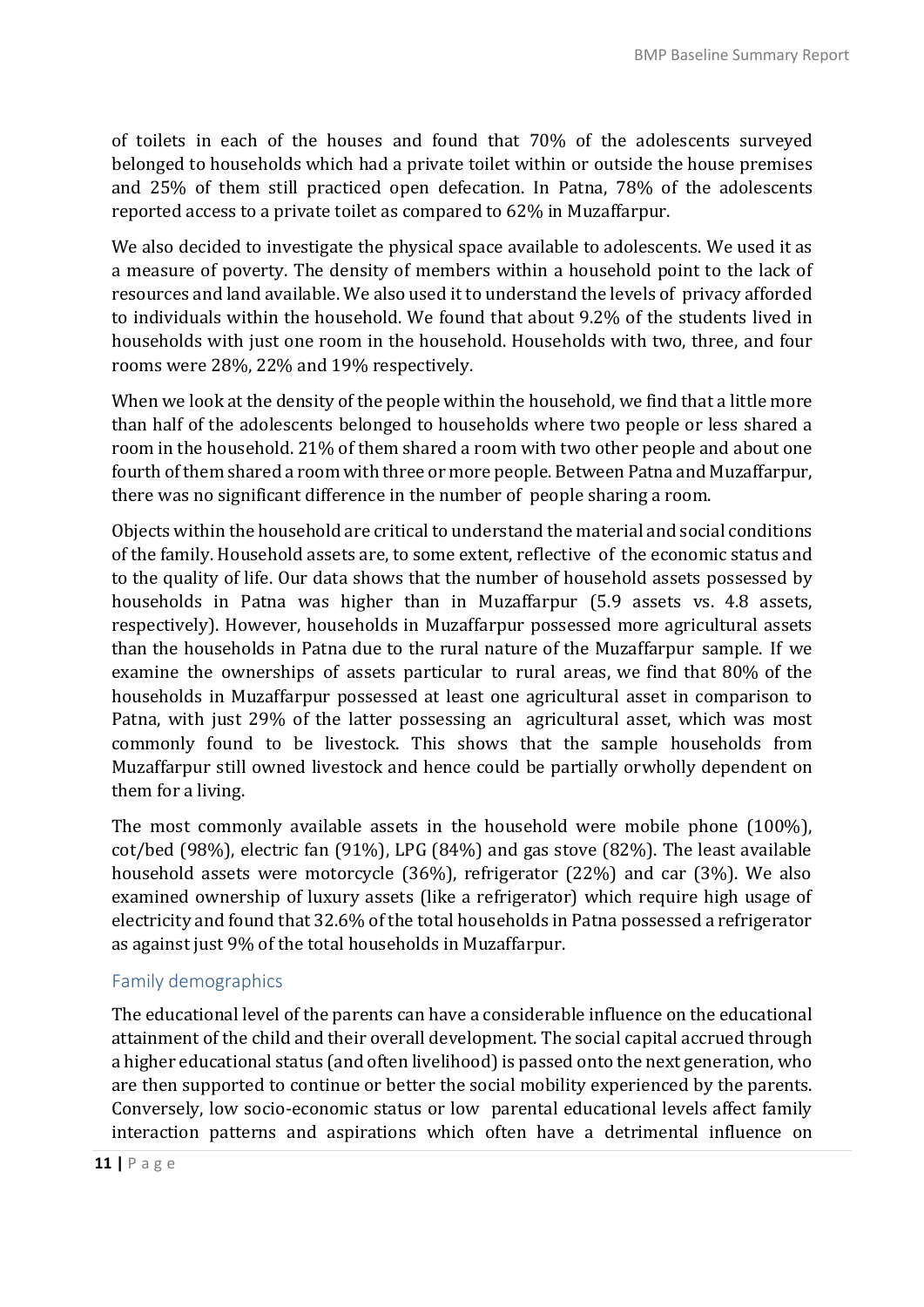of toilets in each of the houses and found that 70% of the adolescents surveyed belonged to households which had a private toilet within or outside the house premises and 25% of them still practiced open defecation. In Patna, 78% of the adolescents reported access to a private toilet as compared to 62% in Muzaffarpur.

We also decided to investigate the physical space available to adolescents. We used it as a measure of poverty. The density of members within a household point to the lack of resources and land available. We also used it to understand the levels of privacy afforded to individuals within the household. We found that about 9.2% of the students lived in households with just one room in the household. Households with two, three, and four rooms were 28%, 22% and 19% respectively.

When we look at the density of the people within the household, we find that a little more than half of the adolescents belonged to households where two people or less shared a room in the household. 21% of them shared a room with two other people and about one fourth of them shared a room with three or more people. Between Patna and Muzaffarpur, there was no significant difference in the number of people sharing a room.

Objects within the household are critical to understand the material and social conditions of the family. Household assets are, to some extent, reflective of the economic status and to the quality of life. Our data shows that the number of household assets possessed by households in Patna was higher than in Muzaffarpur (5.9 assets vs. 4.8 assets, respectively). However, households in Muzaffarpur possessed more agricultural assets than the households in Patna due to the rural nature of the Muzaffarpur sample. If we examine the ownerships of assets particular to rural areas, we find that 80% of the households in Muzaffarpur possessed at least one agricultural asset in comparison to Patna, with just 29% of the latter possessing an agricultural asset, which was most commonly found to be livestock. This shows that the sample households from Muzaffarpur still owned livestock and hence could be partially orwholly dependent on them for a living.

The most commonly available assets in the household were mobile phone (100%), cot/bed (98%), electric fan (91%), LPG (84%) and gas stove (82%). The least available household assets were motorcycle (36%), refrigerator (22%) and car (3%). We also examined ownership of luxury assets (like a refrigerator) which require high usage of electricity and found that 32.6% of the total households in Patna possessed a refrigerator as against just 9% of the total households in Muzaffarpur.

## Family demographics

The educational level of the parents can have a considerable influence on the educational attainment of the child and their overall development. The social capital accrued through a higher educational status (and often livelihood) is passed onto the next generation, who are then supported to continue or better the social mobility experienced by the parents. Conversely, low socio-economic status or low parental educational levels affect family interaction patterns and aspirations which often have a detrimental influence on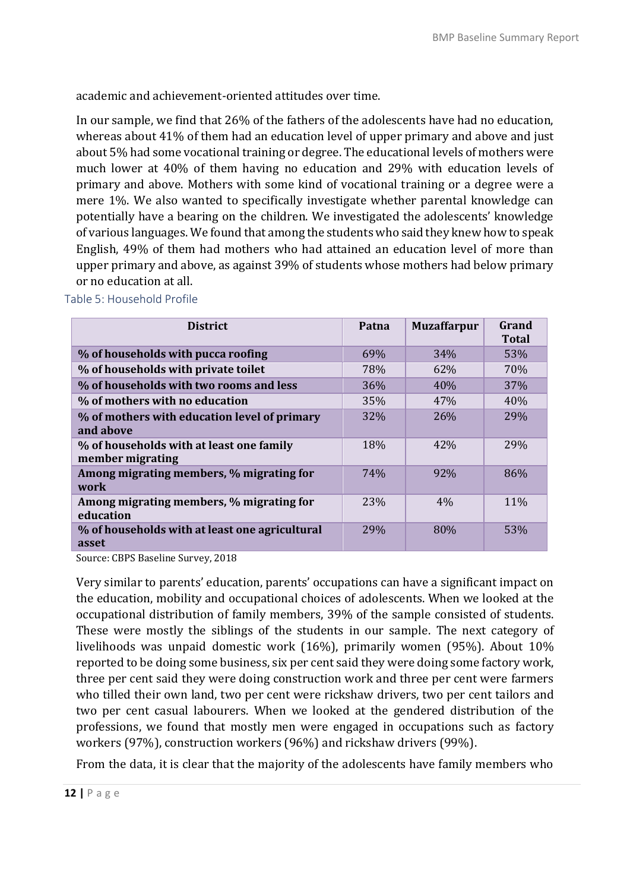academic and achievement-oriented attitudes over time.

In our sample, we find that 26% of the fathers of the adolescents have had no education, whereas about 41% of them had an education level of upper primary and above and just about 5% had some vocational training or degree. The educational levels of mothers were much lower at 40% of them having no education and 29% with education levels of primary and above. Mothers with some kind of vocational training or a degree were a mere 1%. We also wanted to specifically investigate whether parental knowledge can potentially have a bearing on the children. We investigated the adolescents' knowledge of various languages. We found that among the students who said they knew how to speak English, 49% of them had mothers who had attained an education level of more than upper primary and above, as against 39% of students whose mothers had below primary or no education at all.

Table 5: Household Profile

| District | Patna | Muzaffarpur | Grand Total |
|---|---|---|---|
| **% of households with pucca roofing** | 69% | 34% | 53% |
| **% of households with private toilet** | 78% | 62% | 70% |
| **% of households with two rooms and less** | 36% | 40% | 37% |
| **% of mothers with no education** | 35% | 47% | 40% |
| **% of mothers with education level of primary and above** | 32% | 26% | 29% |
| **% of households with at least one family member migrating** | 18% | 42% | 29% |
| **Among migrating members, % migrating for work** | 74% | 92% | 86% |
| **Among migrating members, % migrating for education** | 23% | 4% | 11% |
| **% of households with at least one agricultural asset** | 29% | 80% | 53% |

Source: CBPS Baseline Survey, 2018

Very similar to parents' education, parents' occupations can have a significant impact on the education, mobility and occupational choices of adolescents. When we looked at the occupational distribution of family members, 39% of the sample consisted of students. These were mostly the siblings of the students in our sample. The next category of livelihoods was unpaid domestic work (16%), primarily women (95%). About 10% reported to be doing some business, six per cent said they were doing some factory work, three per cent said they were doing construction work and three per cent were farmers who tilled their own land, two per cent were rickshaw drivers, two per cent tailors and two per cent casual labourers. When we looked at the gendered distribution of the professions, we found that mostly men were engaged in occupations such as factory workers (97%), construction workers (96%) and rickshaw drivers (99%).

From the data, it is clear that the majority of the adolescents have family members who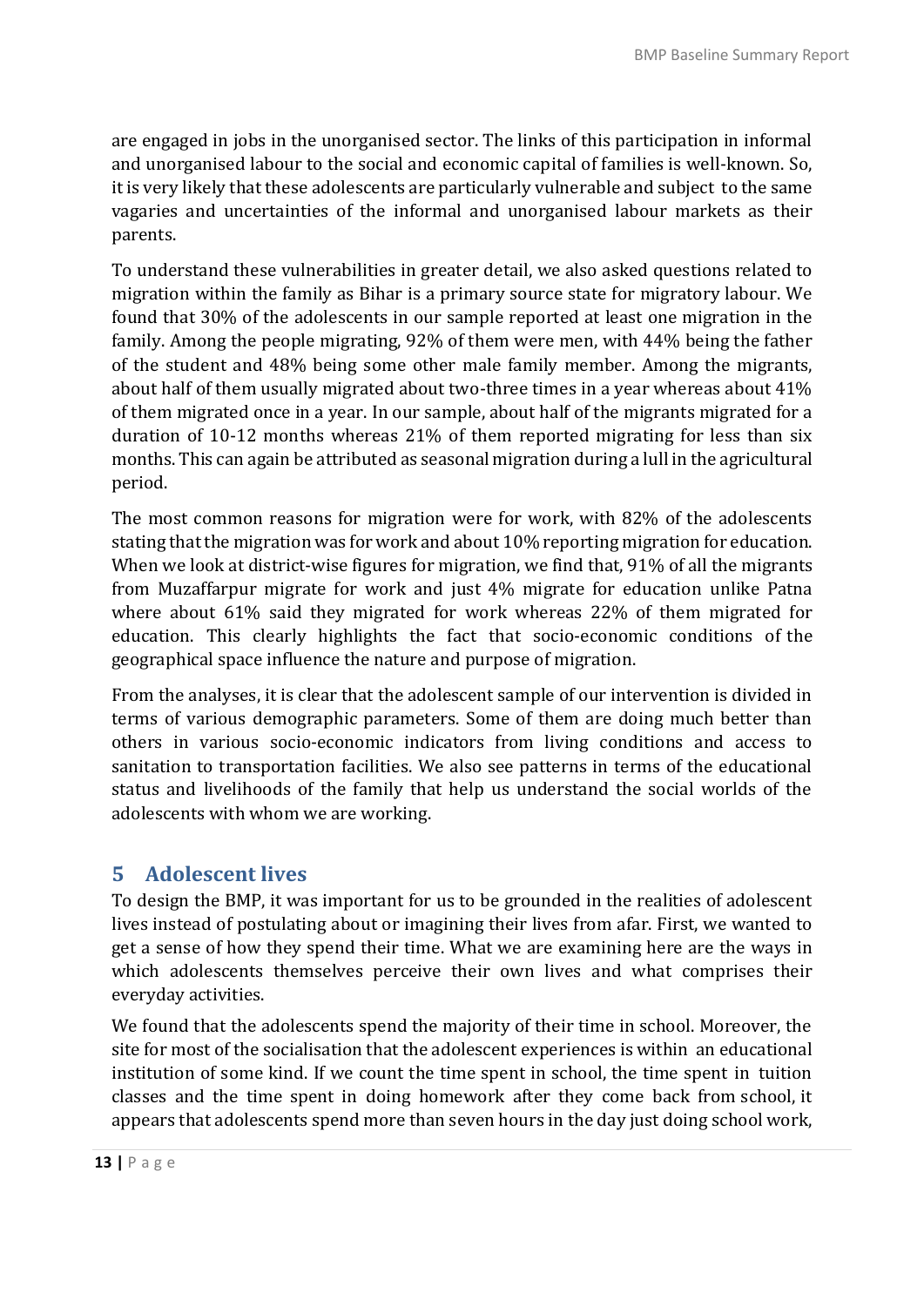are engaged in jobs in the unorganised sector. The links of this participation in informal and unorganised labour to the social and economic capital of families is well-known. So, it is very likely that these adolescents are particularly vulnerable and subject to the same vagaries and uncertainties of the informal and unorganised labour markets as their parents.

To understand these vulnerabilities in greater detail, we also asked questions related to migration within the family as Bihar is a primary source state for migratory labour. We found that 30% of the adolescents in our sample reported at least one migration in the family. Among the people migrating, 92% of them were men, with 44% being the father of the student and 48% being some other male family member. Among the migrants, about half of them usually migrated about two-three times in a year whereas about 41% of them migrated once in a year. In our sample, about half of the migrants migrated for a duration of 10-12 months whereas 21% of them reported migrating for less than six months. This can again be attributed as seasonal migration during a lull in the agricultural period.

The most common reasons for migration were for work, with 82% of the adolescents stating that the migration was for work and about 10% reporting migration for education. When we look at district-wise figures for migration, we find that, 91% of all the migrants from Muzaffarpur migrate for work and just 4% migrate for education unlike Patna where about 61% said they migrated for work whereas 22% of them migrated for education. This clearly highlights the fact that socio-economic conditions of the geographical space influence the nature and purpose of migration.

From the analyses, it is clear that the adolescent sample of our intervention is divided in terms of various demographic parameters. Some of them are doing much better than others in various socio-economic indicators from living conditions and access to sanitation to transportation facilities. We also see patterns in terms of the educational status and livelihoods of the family that help us understand the social worlds of the adolescents with whom we are working.

# 5 Adolescent lives

To design the BMP, it was important for us to be grounded in the realities of adolescent lives instead of postulating about or imagining their lives from afar. First, we wanted to get a sense of how they spend their time. What we are examining here are the ways in which adolescents themselves perceive their own lives and what comprises their everyday activities.

We found that the adolescents spend the majority of their time in school. Moreover, the site for most of the socialisation that the adolescent experiences is within an educational institution of some kind. If we count the time spent in school, the time spent in tuition classes and the time spent in doing homework after they come back from school, it appears that adolescents spend more than seven hours in the day just doing school work,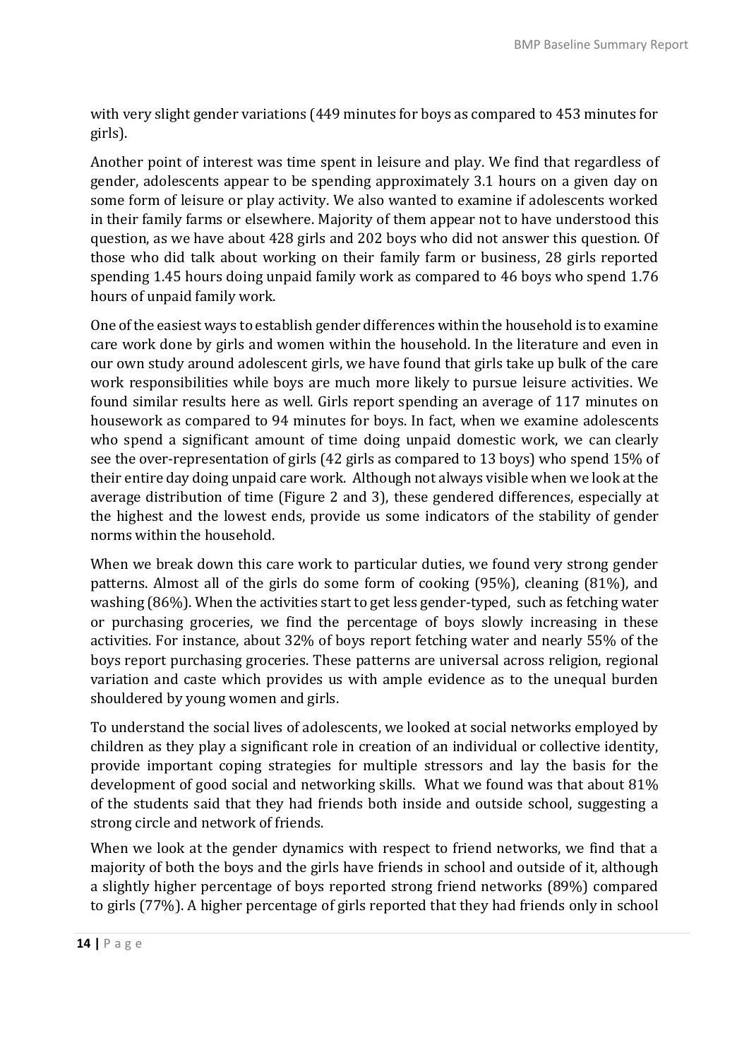with very slight gender variations (449 minutes for boys as compared to 453 minutes for girls).

Another point of interest was time spent in leisure and play. We find that regardless of gender, adolescents appear to be spending approximately 3.1 hours on a given day on some form of leisure or play activity. We also wanted to examine if adolescents worked in their family farms or elsewhere. Majority of them appear not to have understood this question, as we have about 428 girls and 202 boys who did not answer this question. Of those who did talk about working on their family farm or business, 28 girls reported spending 1.45 hours doing unpaid family work as compared to 46 boys who spend 1.76 hours of unpaid family work.

One of the easiest ways to establish gender differences within the household is to examine care work done by girls and women within the household. In the literature and even in our own study around adolescent girls, we have found that girls take up bulk of the care work responsibilities while boys are much more likely to pursue leisure activities. We found similar results here as well. Girls report spending an average of 117 minutes on housework as compared to 94 minutes for boys. In fact, when we examine adolescents who spend a significant amount of time doing unpaid domestic work, we can clearly see the over-representation of girls (42 girls as compared to 13 boys) who spend 15% of their entire day doing unpaid care work. Although not always visible when we look at the average distribution of time (Figure 2 and 3), these gendered differences, especially at the highest and the lowest ends, provide us some indicators of the stability of gender norms within the household.

When we break down this care work to particular duties, we found very strong gender patterns. Almost all of the girls do some form of cooking (95%), cleaning (81%), and washing (86%). When the activities start to get less gender-typed, such as fetching water or purchasing groceries, we find the percentage of boys slowly increasing in these activities. For instance, about 32% of boys report fetching water and nearly 55% of the boys report purchasing groceries. These patterns are universal across religion, regional variation and caste which provides us with ample evidence as to the unequal burden shouldered by young women and girls.

To understand the social lives of adolescents, we looked at social networks employed by children as they play a significant role in creation of an individual or collective identity, provide important coping strategies for multiple stressors and lay the basis for the development of good social and networking skills. What we found was that about 81% of the students said that they had friends both inside and outside school, suggesting a strong circle and network of friends.

When we look at the gender dynamics with respect to friend networks, we find that a majority of both the boys and the girls have friends in school and outside of it, although a slightly higher percentage of boys reported strong friend networks (89%) compared to girls (77%). A higher percentage of girls reported that they had friends only in school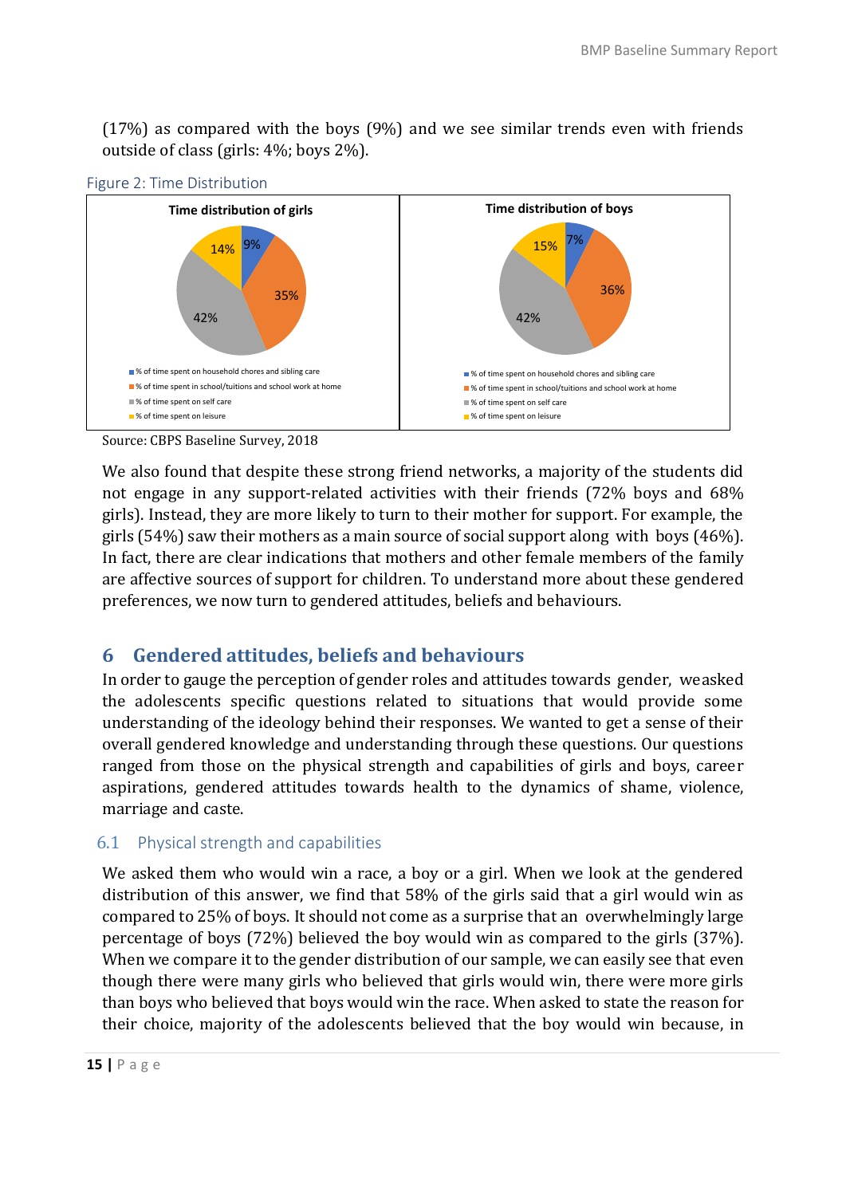(17%) as compared with the boys (9%) and we see similar trends even with friends outside of class (girls: 4%; boys 2%).

Figure 2: Time Distribution

**Time distribution of girls**

- 9%
- 35%
- 42%
- 14%

- % of time spent on household chores and sibling care
- % of time spent in school/tuitions and school work at home
- % of time spent on self care
- % of time spent on leisure

**Time distribution of boys**

- 7%
- 36%
- 42%
- 15%

- % of time spent on household chores and sibling care
- % of time spent in school/tuitions and school work at home
- % of time spent on self care
- % of time spent on leisure

Source: CBPS Baseline Survey, 2018

We also found that despite these strong friend networks, a majority of the students did not engage in any support-related activities with their friends (72% boys and 68% girls). Instead, they are more likely to turn to their mother for support. For example, the girls (54%) saw their mothers as a main source of social support along with boys (46%). In fact, there are clear indications that mothers and other female members of the family are affective sources of support for children. To understand more about these gendered preferences, we now turn to gendered attitudes, beliefs and behaviours.

# 6 Gendered attitudes, beliefs and behaviours

In order to gauge the perception of gender roles and attitudes towards gender, weasked the adolescents specific questions related to situations that would provide some understanding of the ideology behind their responses. We wanted to get a sense of their overall gendered knowledge and understanding through these questions. Our questions ranged from those on the physical strength and capabilities of girls and boys, career aspirations, gendered attitudes towards health to the dynamics of shame, violence, marriage and caste.

## 6.1 Physical strength and capabilities

We asked them who would win a race, a boy or a girl. When we look at the gendered distribution of this answer, we find that 58% of the girls said that a girl would win as compared to 25% of boys. It should not come as a surprise that an overwhelmingly large percentage of boys (72%) believed the boy would win as compared to the girls (37%). When we compare it to the gender distribution of our sample, we can easily see that even though there were many girls who believed that girls would win, there were more girls than boys who believed that boys would win the race. When asked to state the reason for their choice, majority of the adolescents believed that the boy would win because, in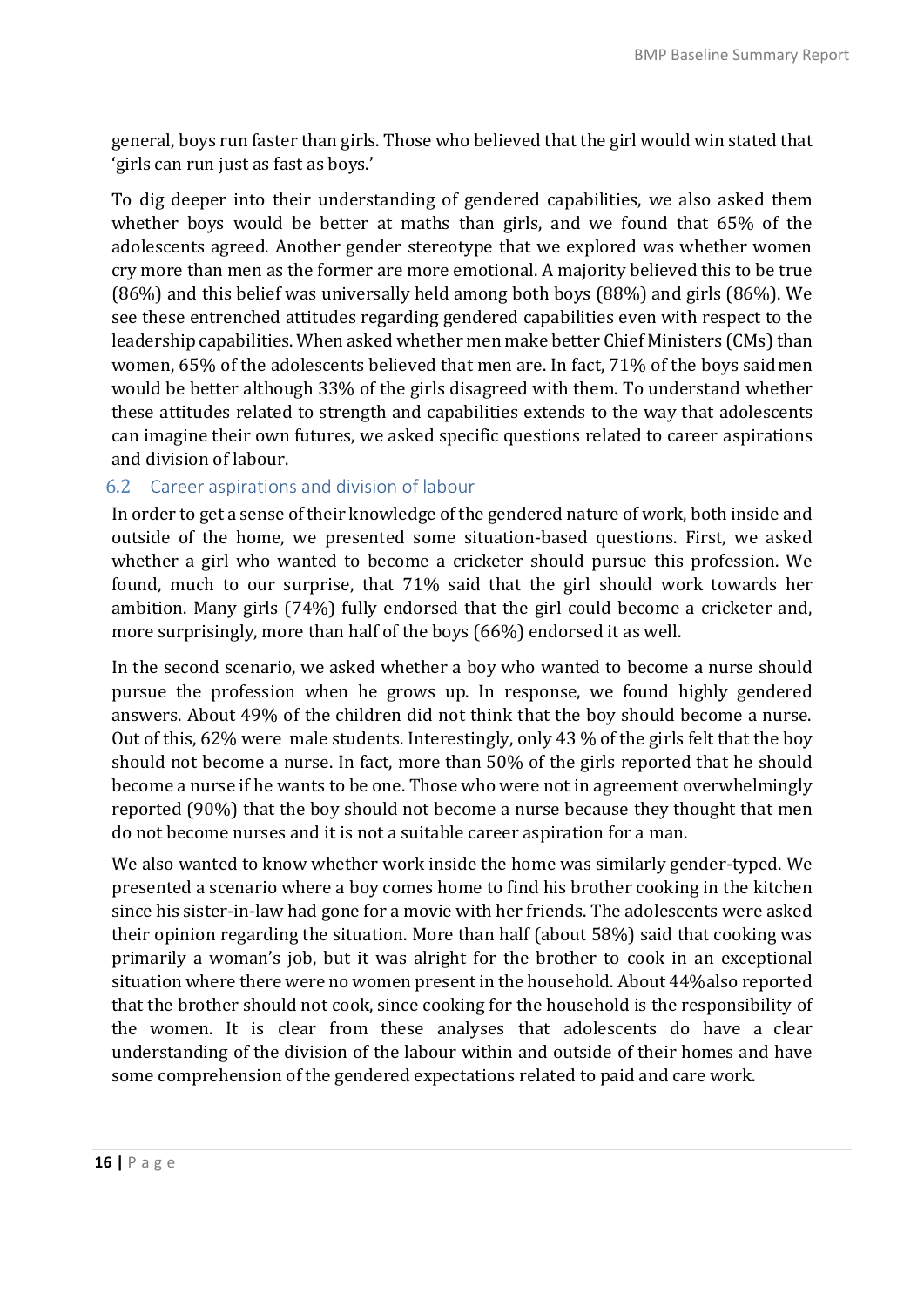general, boys run faster than girls. Those who believed that the girl would win stated that 'girls can run just as fast as boys.'

To dig deeper into their understanding of gendered capabilities, we also asked them whether boys would be better at maths than girls, and we found that 65% of the adolescents agreed. Another gender stereotype that we explored was whether women cry more than men as the former are more emotional. A majority believed this to be true (86%) and this belief was universally held among both boys (88%) and girls (86%). We see these entrenched attitudes regarding gendered capabilities even with respect to the leadership capabilities. When asked whether men make better Chief Ministers (CMs) than women, 65% of the adolescents believed that men are. In fact, 71% of the boys said men would be better although 33% of the girls disagreed with them. To understand whether these attitudes related to strength and capabilities extends to the way that adolescents can imagine their own futures, we asked specific questions related to career aspirations and division of labour.

## 6.2 Career aspirations and division of labour

In order to get a sense of their knowledge of the gendered nature of work, both inside and outside of the home, we presented some situation-based questions. First, we asked whether a girl who wanted to become a cricketer should pursue this profession. We found, much to our surprise, that 71% said that the girl should work towards her ambition. Many girls (74%) fully endorsed that the girl could become a cricketer and, more surprisingly, more than half of the boys (66%) endorsed it as well.

In the second scenario, we asked whether a boy who wanted to become a nurse should pursue the profession when he grows up. In response, we found highly gendered answers. About 49% of the children did not think that the boy should become a nurse. Out of this, 62% were male students. Interestingly, only 43 % of the girls felt that the boy should not become a nurse. In fact, more than 50% of the girls reported that he should become a nurse if he wants to be one. Those who were not in agreement overwhelmingly reported (90%) that the boy should not become a nurse because they thought that men do not become nurses and it is not a suitable career aspiration for a man.

We also wanted to know whether work inside the home was similarly gender-typed. We presented a scenario where a boy comes home to find his brother cooking in the kitchen since his sister-in-law had gone for a movie with her friends. The adolescents were asked their opinion regarding the situation. More than half (about 58%) said that cooking was primarily a woman's job, but it was alright for the brother to cook in an exceptional situation where there were no women present in the household. About 44% also reported that the brother should not cook, since cooking for the household is the responsibility of the women. It is clear from these analyses that adolescents do have a clear understanding of the division of the labour within and outside of their homes and have some comprehension of the gendered expectations related to paid and care work.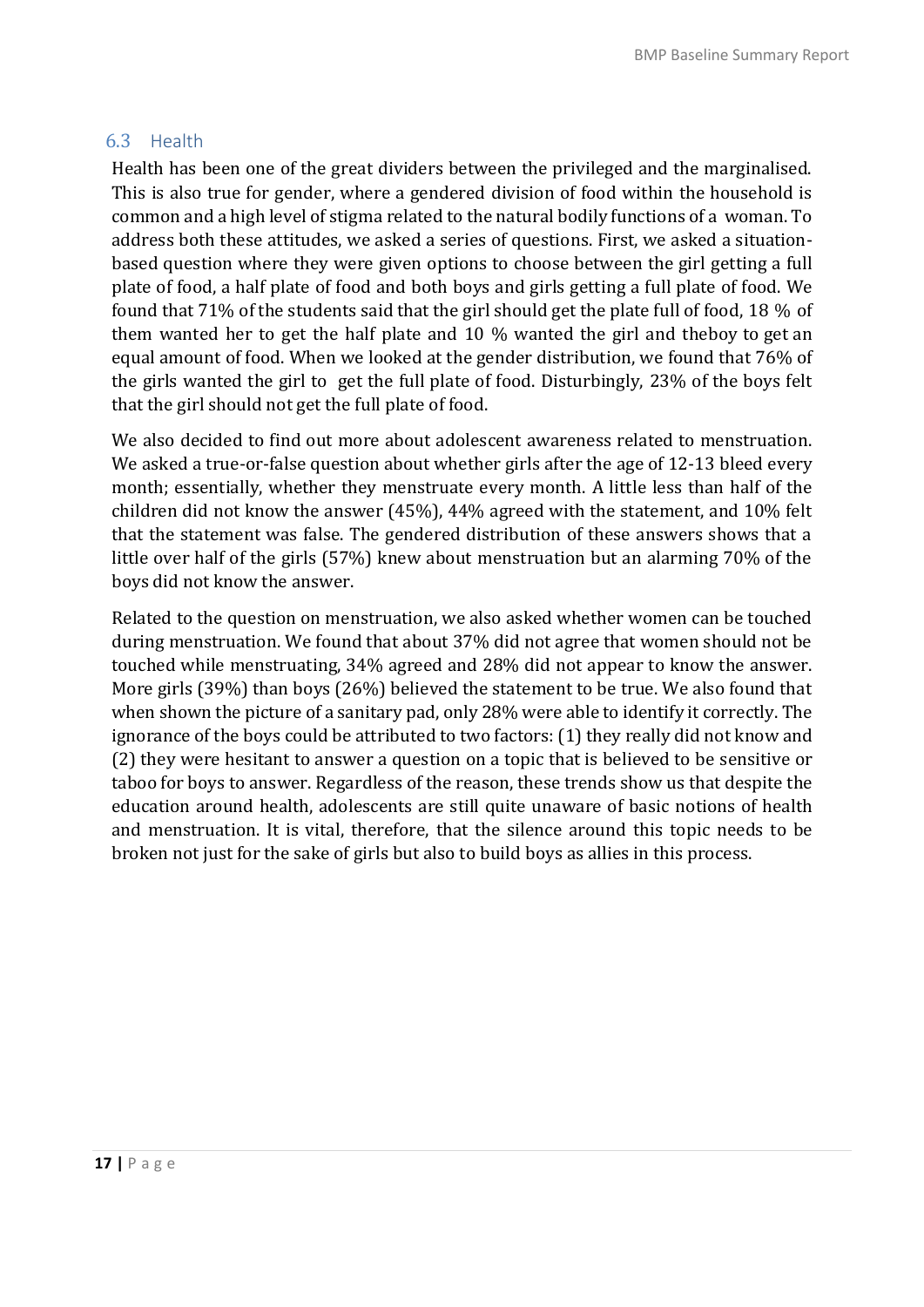## 6.3 Health

Health has been one of the great dividers between the privileged and the marginalised. This is also true for gender, where a gendered division of food within the household is common and a high level of stigma related to the natural bodily functions of a woman. To address both these attitudes, we asked a series of questions. First, we asked a situation-based question where they were given options to choose between the girl getting a full plate of food, a half plate of food and both boys and girls getting a full plate of food. We found that 71% of the students said that the girl should get the plate full of food, 18 % of them wanted her to get the half plate and 10 % wanted the girl and theboy to get an equal amount of food. When we looked at the gender distribution, we found that 76% of the girls wanted the girl to get the full plate of food. Disturbingly, 23% of the boys felt that the girl should not get the full plate of food.

We also decided to find out more about adolescent awareness related to menstruation. We asked a true-or-false question about whether girls after the age of 12-13 bleed every month; essentially, whether they menstruate every month. A little less than half of the children did not know the answer (45%), 44% agreed with the statement, and 10% felt that the statement was false. The gendered distribution of these answers shows that a little over half of the girls (57%) knew about menstruation but an alarming 70% of the boys did not know the answer.

Related to the question on menstruation, we also asked whether women can be touched during menstruation. We found that about 37% did not agree that women should not be touched while menstruating, 34% agreed and 28% did not appear to know the answer. More girls (39%) than boys (26%) believed the statement to be true. We also found that when shown the picture of a sanitary pad, only 28% were able to identify it correctly. The ignorance of the boys could be attributed to two factors: (1) they really did not know and (2) they were hesitant to answer a question on a topic that is believed to be sensitive or taboo for boys to answer. Regardless of the reason, these trends show us that despite the education around health, adolescents are still quite unaware of basic notions of health and menstruation. It is vital, therefore, that the silence around this topic needs to be broken not just for the sake of girls but also to build boys as allies in this process.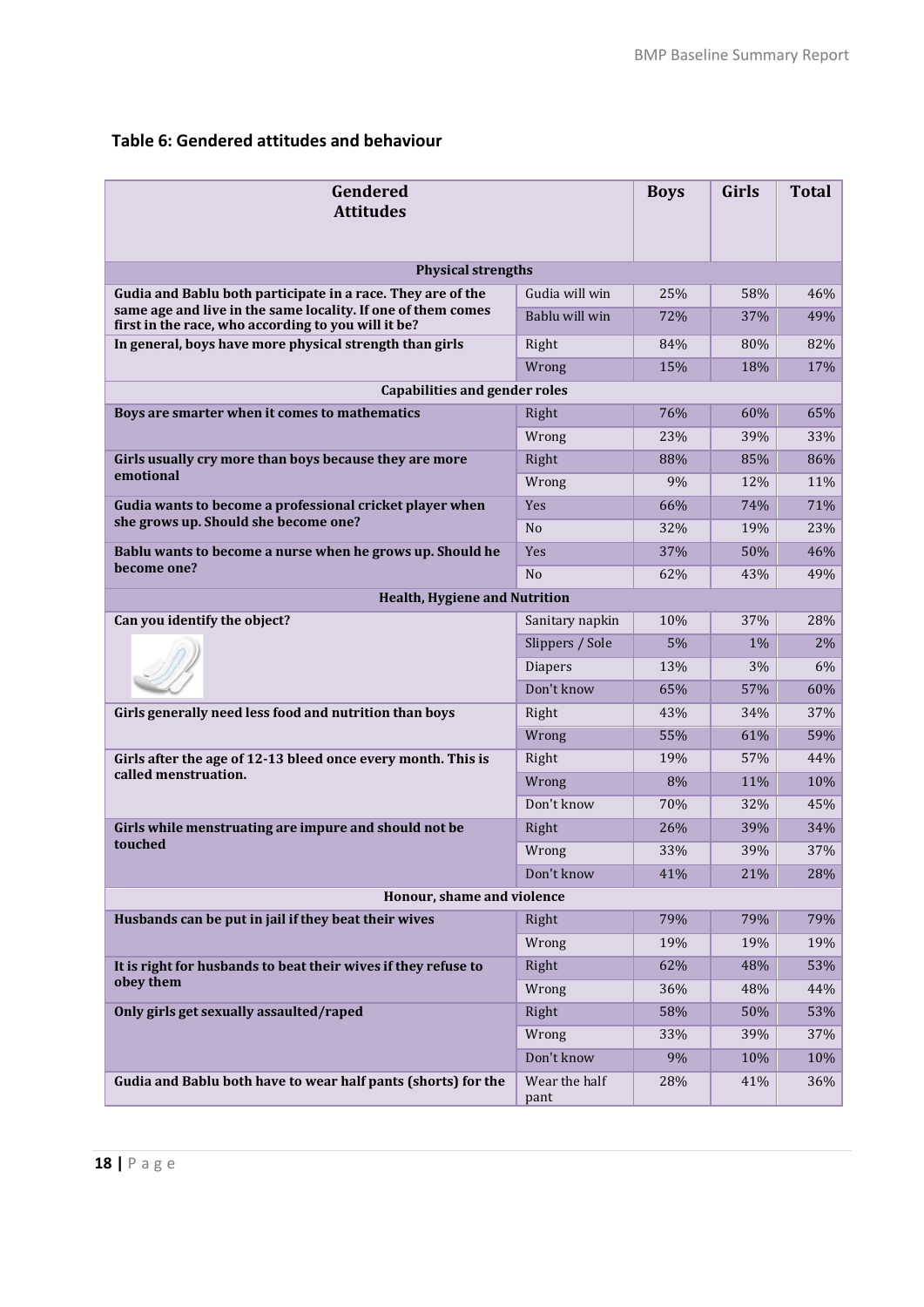## Table 6: Gendered attitudes and behaviour

| Gendered Attitudes | | Boys | Girls | Total |
|---|---|---|---|---|
| **Physical strengths** | | | | |
| **Gudia and Bablu both participate in a race. They are of the same age and live in the same locality. If one of them comes first in the race, who according to you will it be?** | Gudia will win | 25% | 58% | 46% |
| | Bablu will win | 72% | 37% | 49% |
| **In general, boys have more physical strength than girls** | Right | 84% | 80% | 82% |
| | Wrong | 15% | 18% | 17% |
| **Capabilities and gender roles** | | | | |
| **Boys are smarter when it comes to mathematics** | Right | 76% | 60% | 65% |
| | Wrong | 23% | 39% | 33% |
| **Girls usually cry more than boys because they are more emotional** | Right | 88% | 85% | 86% |
| | Wrong | 9% | 12% | 11% |
| **Gudia wants to become a professional cricket player when she grows up. Should she become one?** | Yes | 66% | 74% | 71% |
| | No | 32% | 19% | 23% |
| **Bablu wants to become a nurse when he grows up. Should he become one?** | Yes | 37% | 50% | 46% |
| | No | 62% | 43% | 49% |
| **Health, Hygiene and Nutrition** | | | | |
| **Can you identify the object?** | Sanitary napkin | 10% | 37% | 28% |
| | Slippers / Sole | 5% | 1% | 2% |
| | Diapers | 13% | 3% | 6% |
| | Don't know | 65% | 57% | 60% |
| **Girls generally need less food and nutrition than boys** | Right | 43% | 34% | 37% |
| | Wrong | 55% | 61% | 59% |
| **Girls after the age of 12-13 bleed once every month. This is called menstruation.** | Right | 19% | 57% | 44% |
| | Wrong | 8% | 11% | 10% |
| | Don't know | 70% | 32% | 45% |
| **Girls while menstruating are impure and should not be touched** | Right | 26% | 39% | 34% |
| | Wrong | 33% | 39% | 37% |
| | Don't know | 41% | 21% | 28% |
| **Honour, shame and violence** | | | | |
| **Husbands can be put in jail if they beat their wives** | Right | 79% | 79% | 79% |
| | Wrong | 19% | 19% | 19% |
| **It is right for husbands to beat their wives if they refuse to obey them** | Right | 62% | 48% | 53% |
| | Wrong | 36% | 48% | 44% |
| **Only girls get sexually assaulted/raped** | Right | 58% | 50% | 53% |
| | Wrong | 33% | 39% | 37% |
| | Don't know | 9% | 10% | 10% |
| **Gudia and Bablu both have to wear half pants (shorts) for the** | Wear the half pant | 28% | 41% | 36% |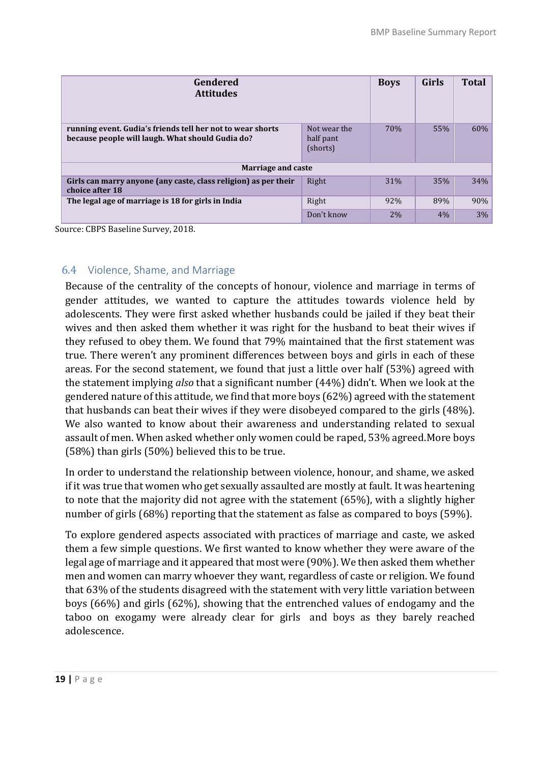| Gendered Attitudes | | Boys | Girls | Total |
|---|---|---|---|---|
| **running event. Gudia's friends tell her not to wear shorts because people will laugh. What should Gudia do?** | Not wear the half pant (shorts) | 70% | 55% | 60% |
| **Marriage and caste** | | | | |
| **Girls can marry anyone (any caste, class religion) as per their choice after 18** | Right | 31% | 35% | 34% |
| **The legal age of marriage is 18 for girls in India** | Right | 92% | 89% | 90% |
| | Don't know | 2% | 4% | 3% |

Source: CBPS Baseline Survey, 2018.

## 6.4 Violence, Shame, and Marriage

Because of the centrality of the concepts of honour, violence and marriage in terms of gender attitudes, we wanted to capture the attitudes towards violence held by adolescents. They were first asked whether husbands could be jailed if they beat their wives and then asked them whether it was right for the husband to beat their wives if they refused to obey them. We found that 79% maintained that the first statement was true. There weren't any prominent differences between boys and girls in each of these areas. For the second statement, we found that just a little over half (53%) agreed with the statement implying *also* that a significant number (44%) didn't. When we look at the gendered nature of this attitude, we find that more boys (62%) agreed with the statement that husbands can beat their wives if they were disobeyed compared to the girls (48%). We also wanted to know about their awareness and understanding related to sexual assault of men. When asked whether only women could be raped, 53% agreed.More boys (58%) than girls (50%) believed this to be true.

In order to understand the relationship between violence, honour, and shame, we asked if it was true that women who get sexually assaulted are mostly at fault. It was heartening to note that the majority did not agree with the statement (65%), with a slightly higher number of girls (68%) reporting that the statement as false as compared to boys (59%).

To explore gendered aspects associated with practices of marriage and caste, we asked them a few simple questions. We first wanted to know whether they were aware of the legal age of marriage and it appeared that most were (90%). We then asked them whether men and women can marry whoever they want, regardless of caste or religion. We found that 63% of the students disagreed with the statement with very little variation between boys (66%) and girls (62%), showing that the entrenched values of endogamy and the taboo on exogamy were already clear for girls and boys as they barely reached adolescence.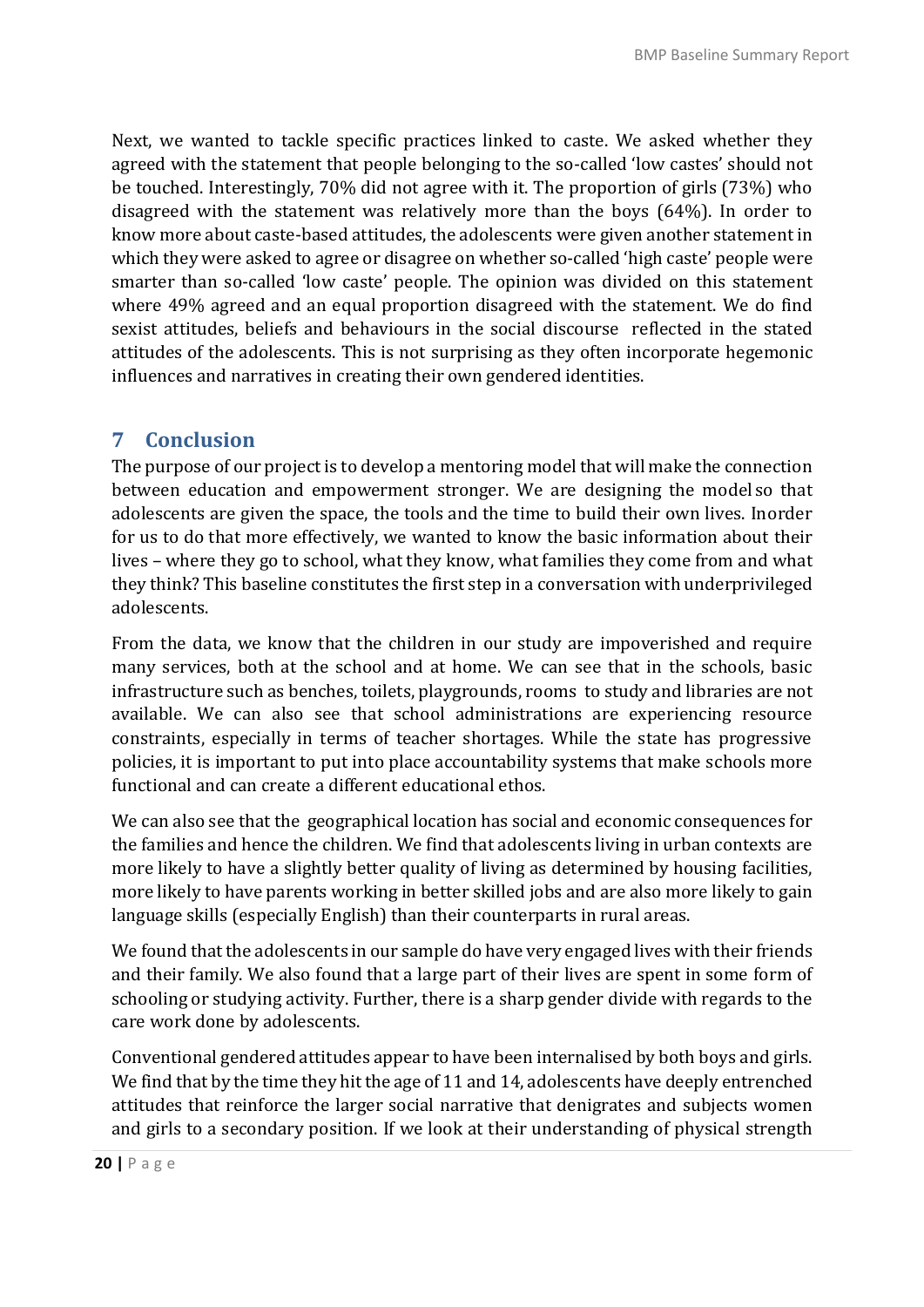Next, we wanted to tackle specific practices linked to caste. We asked whether they agreed with the statement that people belonging to the so-called 'low castes' should not be touched. Interestingly, 70% did not agree with it. The proportion of girls (73%) who disagreed with the statement was relatively more than the boys (64%). In order to know more about caste-based attitudes, the adolescents were given another statement in which they were asked to agree or disagree on whether so-called 'high caste' people were smarter than so-called 'low caste' people. The opinion was divided on this statement where 49% agreed and an equal proportion disagreed with the statement. We do find sexist attitudes, beliefs and behaviours in the social discourse reflected in the stated attitudes of the adolescents. This is not surprising as they often incorporate hegemonic influences and narratives in creating their own gendered identities.

## 7 Conclusion

The purpose of our project is to develop a mentoring model that will make the connection between education and empowerment stronger. We are designing the model so that adolescents are given the space, the tools and the time to build their own lives. Inorder for us to do that more effectively, we wanted to know the basic information about their lives – where they go to school, what they know, what families they come from and what they think? This baseline constitutes the first step in a conversation with underprivileged adolescents.

From the data, we know that the children in our study are impoverished and require many services, both at the school and at home. We can see that in the schools, basic infrastructure such as benches, toilets, playgrounds, rooms to study and libraries are not available. We can also see that school administrations are experiencing resource constraints, especially in terms of teacher shortages. While the state has progressive policies, it is important to put into place accountability systems that make schools more functional and can create a different educational ethos.

We can also see that the geographical location has social and economic consequences for the families and hence the children. We find that adolescents living in urban contexts are more likely to have a slightly better quality of living as determined by housing facilities, more likely to have parents working in better skilled jobs and are also more likely to gain language skills (especially English) than their counterparts in rural areas.

We found that the adolescents in our sample do have very engaged lives with their friends and their family. We also found that a large part of their lives are spent in some form of schooling or studying activity. Further, there is a sharp gender divide with regards to the care work done by adolescents.

Conventional gendered attitudes appear to have been internalised by both boys and girls. We find that by the time they hit the age of 11 and 14, adolescents have deeply entrenched attitudes that reinforce the larger social narrative that denigrates and subjects women and girls to a secondary position. If we look at their understanding of physical strength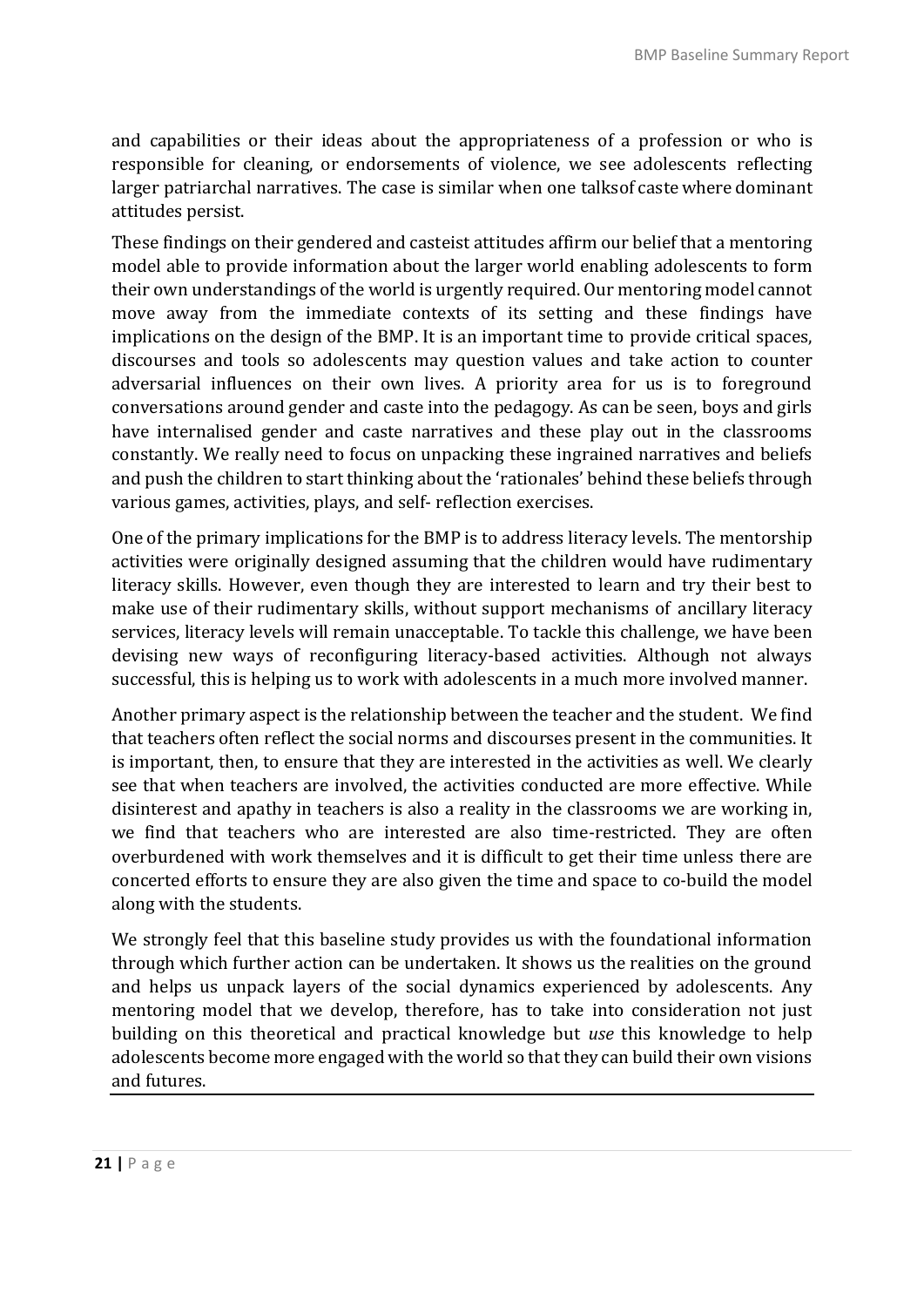and capabilities or their ideas about the appropriateness of a profession or who is responsible for cleaning, or endorsements of violence, we see adolescents reflecting larger patriarchal narratives. The case is similar when one talksof caste where dominant attitudes persist.

These findings on their gendered and casteist attitudes affirm our belief that a mentoring model able to provide information about the larger world enabling adolescents to form their own understandings of the world is urgently required. Our mentoring model cannot move away from the immediate contexts of its setting and these findings have implications on the design of the BMP. It is an important time to provide critical spaces, discourses and tools so adolescents may question values and take action to counter adversarial influences on their own lives. A priority area for us is to foreground conversations around gender and caste into the pedagogy. As can be seen, boys and girls have internalised gender and caste narratives and these play out in the classrooms constantly. We really need to focus on unpacking these ingrained narratives and beliefs and push the children to start thinking about the 'rationales' behind these beliefs through various games, activities, plays, and self- reflection exercises.

One of the primary implications for the BMP is to address literacy levels. The mentorship activities were originally designed assuming that the children would have rudimentary literacy skills. However, even though they are interested to learn and try their best to make use of their rudimentary skills, without support mechanisms of ancillary literacy services, literacy levels will remain unacceptable. To tackle this challenge, we have been devising new ways of reconfiguring literacy-based activities. Although not always successful, this is helping us to work with adolescents in a much more involved manner.

Another primary aspect is the relationship between the teacher and the student. We find that teachers often reflect the social norms and discourses present in the communities. It is important, then, to ensure that they are interested in the activities as well. We clearly see that when teachers are involved, the activities conducted are more effective. While disinterest and apathy in teachers is also a reality in the classrooms we are working in, we find that teachers who are interested are also time-restricted. They are often overburdened with work themselves and it is difficult to get their time unless there are concerted efforts to ensure they are also given the time and space to co-build the model along with the students.

We strongly feel that this baseline study provides us with the foundational information through which further action can be undertaken. It shows us the realities on the ground and helps us unpack layers of the social dynamics experienced by adolescents. Any mentoring model that we develop, therefore, has to take into consideration not just building on this theoretical and practical knowledge but *use* this knowledge to help adolescents become more engaged with the world so that they can build their own visions and futures.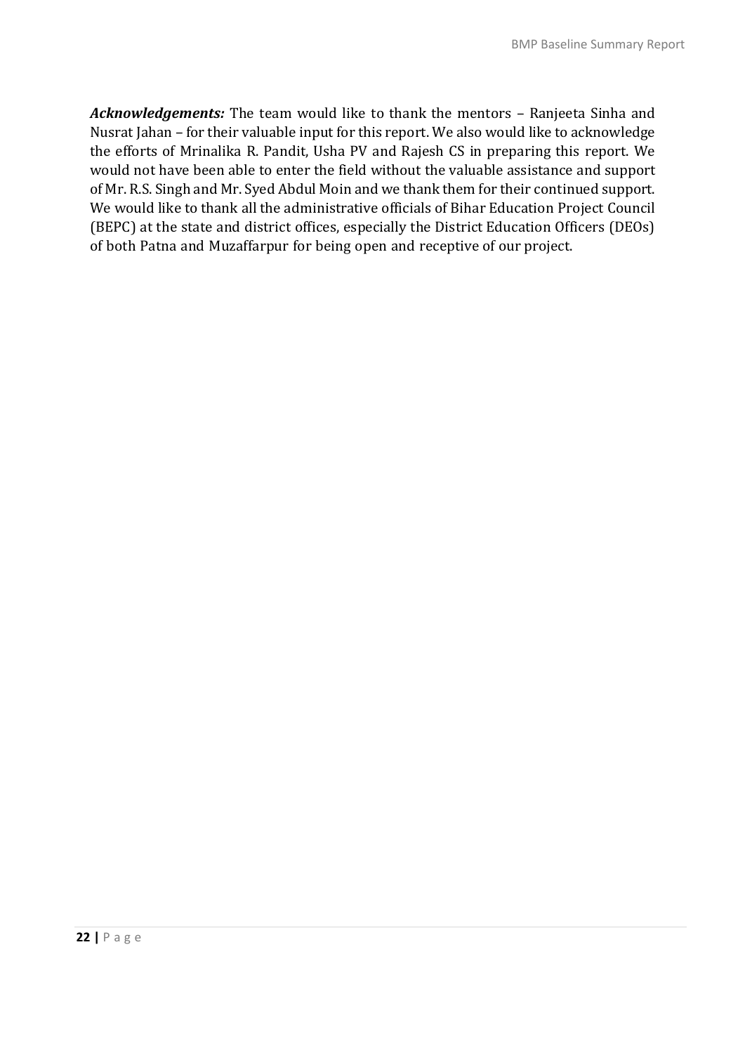***Acknowledgements:*** The team would like to thank the mentors – Ranjeeta Sinha and Nusrat Jahan – for their valuable input for this report. We also would like to acknowledge the efforts of Mrinalika R. Pandit, Usha PV and Rajesh CS in preparing this report. We would not have been able to enter the field without the valuable assistance and support of Mr. R.S. Singh and Mr. Syed Abdul Moin and we thank them for their continued support. We would like to thank all the administrative officials of Bihar Education Project Council (BEPC) at the state and district offices, especially the District Education Officers (DEOs) of both Patna and Muzaffarpur for being open and receptive of our project.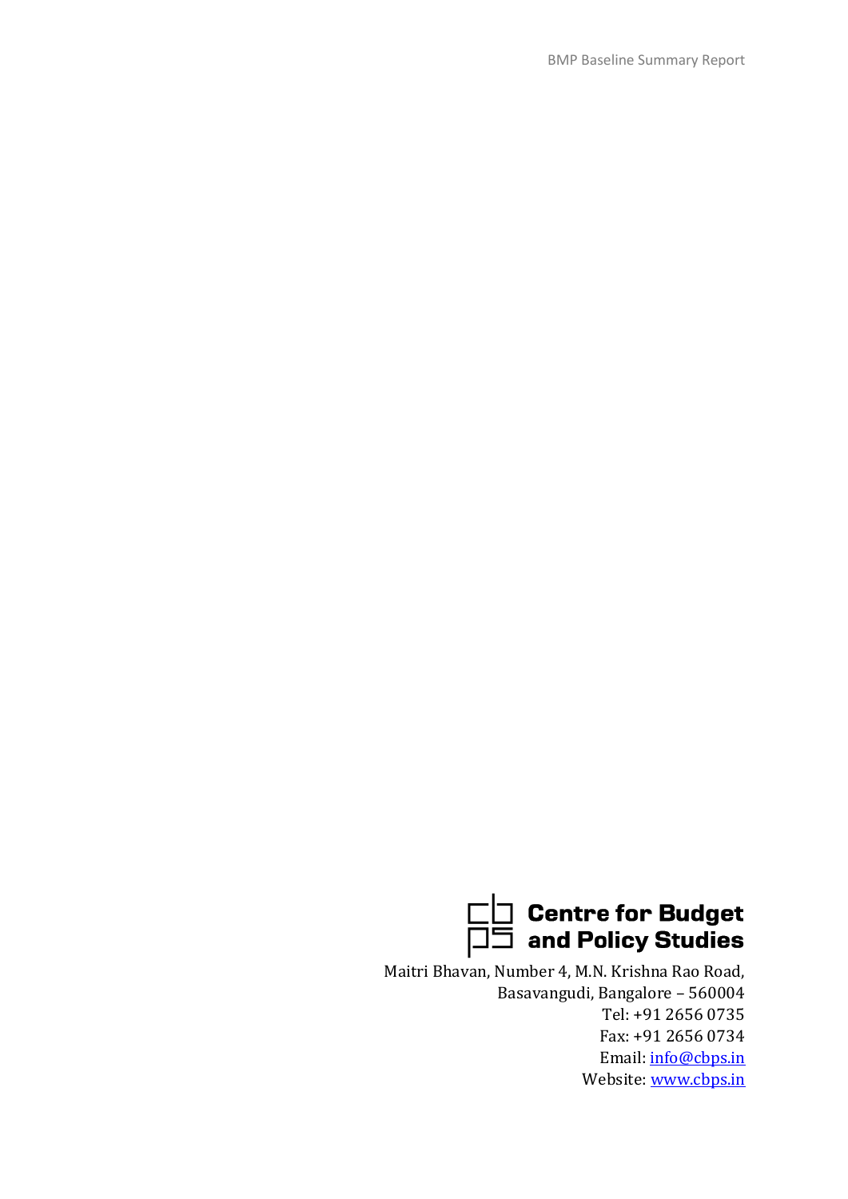**Centre for Budget and Policy Studies**

Maitri Bhavan, Number 4, M.N. Krishna Rao Road,
Basavangudi, Bangalore – 560004
Tel: +91 2656 0735
Fax: +91 2656 0734
Email: info@cbps.in
Website: www.cbps.in